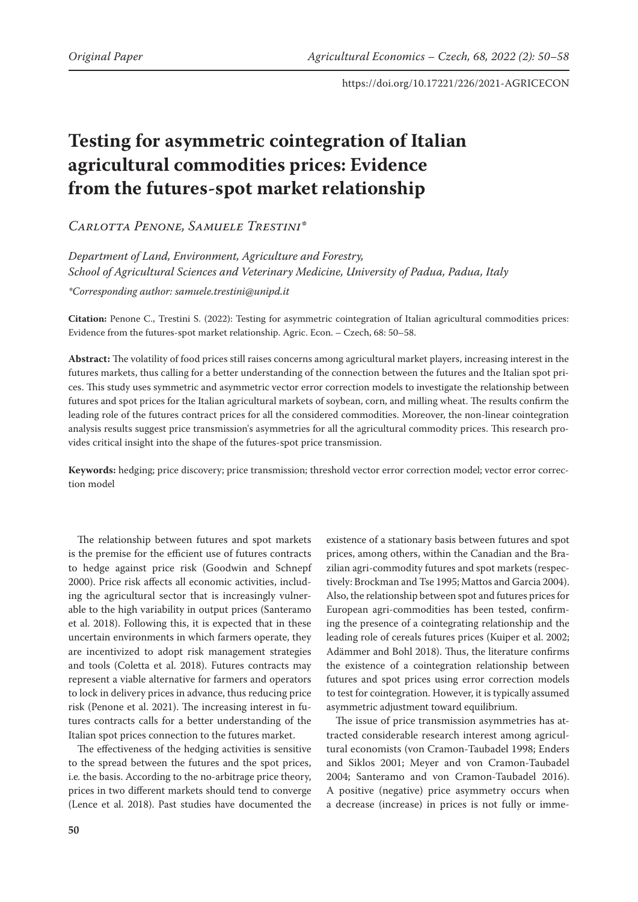Original Paper

https://doi.org/10.17221/226/2021-AGRICECON

# Testing for asymmetric cointegration of Italian agricultural commodities prices: Evidence from the futures-spot market relationship

*Carlotta Penone, Samuele Trestini\**

*Department of Land, Environment, Agriculture and Forestry, School of Agricultural Sciences and Veterinary Medicine, University of Padua, Padua, Italy*

*\*Corresponding author: samuele.trestini@unipd.it*

**Citation:** Penone C., Trestini S. (2022): Testing for asymmetric cointegration of Italian agricultural commodities prices: Evidence from the futures-spot market relationship. Agric. Econ. – Czech, 68: 50–58.

**Abstract:** The volatility of food prices still raises concerns among agricultural market players, increasing interest in the futures markets, thus calling for a better understanding of the connection between the futures and the Italian spot prices. This study uses symmetric and asymmetric vector error correction models to investigate the relationship between futures and spot prices for the Italian agricultural markets of soybean, corn, and milling wheat. The results confirm the leading role of the futures contract prices for all the considered commodities. Moreover, the non-linear cointegration analysis results suggest price transmission's asymmetries for all the agricultural commodity prices. This research provides critical insight into the shape of the futures-spot price transmission.

**Keywords:** hedging; price discovery; price transmission; threshold vector error correction model; vector error correction model

The relationship between futures and spot markets is the premise for the efficient use of futures contracts to hedge against price risk (Goodwin and Schnepf 2000). Price risk affects all economic activities, including the agricultural sector that is increasingly vulnerable to the high variability in output prices (Santeramo et al. 2018). Following this, it is expected that in these uncertain environments in which farmers operate, they are incentivized to adopt risk management strategies and tools (Coletta et al. 2018). Futures contracts may represent a viable alternative for farmers and operators to lock in delivery prices in advance, thus reducing price risk (Penone et al. 2021). The increasing interest in futures contracts calls for a better understanding of the Italian spot prices connection to the futures market.

The effectiveness of the hedging activities is sensitive to the spread between the futures and the spot prices, i.e. the basis. According to the no-arbitrage price theory, prices in two different markets should tend to converge (Lence et al. 2018). Past studies have documented the existence of a stationary basis between futures and spot prices, among others, within the Canadian and the Brazilian agri-commodity futures and spot markets (respectively: Brockman and Tse 1995; Mattos and Garcia 2004). Also, the relationship between spot and futures prices for European agri-commodities has been tested, confirming the presence of a cointegrating relationship and the leading role of cereals futures prices (Kuiper et al. 2002; Adämmer and Bohl 2018). Thus, the literature confirms the existence of a cointegration relationship between futures and spot prices using error correction models to test for cointegration. However, it is typically assumed asymmetric adjustment toward equilibrium.

The issue of price transmission asymmetries has attracted considerable research interest among agricultural economists (von Cramon-Taubadel 1998; Enders and Siklos 2001; Meyer and von Cramon-Taubadel 2004; Santeramo and von Cramon-Taubadel 2016). A positive (negative) price asymmetry occurs when a decrease (increase) in prices is not fully or imme-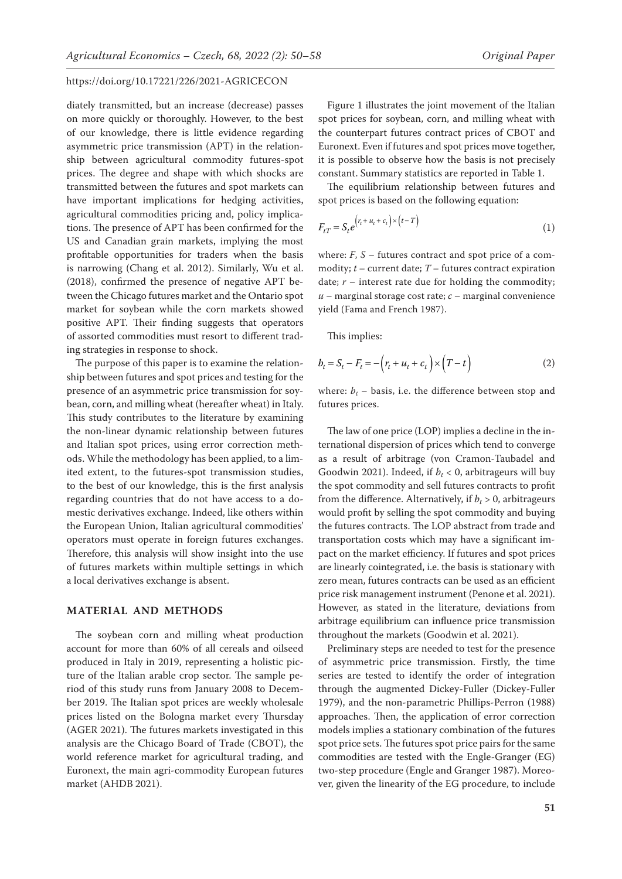diately transmitted, but an increase (decrease) passes on more quickly or thoroughly. However, to the best of our knowledge, there is little evidence regarding asymmetric price transmission (APT) in the relationship between agricultural commodity futures-spot prices. The degree and shape with which shocks are transmitted between the futures and spot markets can have important implications for hedging activities, agricultural commodities pricing and, policy implications. The presence of APT has been confirmed for the US and Canadian grain markets, implying the most profitable opportunities for traders when the basis is narrowing (Chang et al. 2012). Similarly, Wu et al. (2018), confirmed the presence of negative APT between the Chicago futures market and the Ontario spot market for soybean while the corn markets showed positive APT. Their finding suggests that operators of assorted commodities must resort to different trading strategies in response to shock.

The purpose of this paper is to examine the relationship between futures and spot prices and testing for the presence of an asymmetric price transmission for soybean, corn, and milling wheat (hereafter wheat) in Italy. This study contributes to the literature by examining the non-linear dynamic relationship between futures and Italian spot prices, using error correction methods. While the methodology has been applied, to a limited extent, to the futures-spot transmission studies, to the best of our knowledge, this is the first analysis regarding countries that do not have access to a domestic derivatives exchange. Indeed, like others within the European Union, Italian agricultural commodities' operators must operate in foreign futures exchanges. Therefore, this analysis will show insight into the use of futures markets within multiple settings in which a local derivatives exchange is absent.

## MATERIAL AND METHODS

The soybean corn and milling wheat production account for more than 60% of all cereals and oilseed produced in Italy in 2019, representing a holistic picture of the Italian arable crop sector. The sample period of this study runs from January 2008 to December 2019. The Italian spot prices are weekly wholesale prices listed on the Bologna market every Thursday (AGER 2021). The futures markets investigated in this analysis are the Chicago Board of Trade (CBOT), the world reference market for agricultural trading, and Euronext, the main agri-commodity European futures market (AHDB 2021).

Figure 1 illustrates the joint movement of the Italian spot prices for soybean, corn, and milling wheat with the counterpart futures contract prices of CBOT and Euronext. Even if futures and spot prices move together, it is possible to observe how the basis is not precisely constant. Summary statistics are reported in Table 1.

The equilibrium relationship between futures and spot prices is based on the following equation:

$$F_{tT} = S_t e^{\left(r_t + u_t + c_t\right) \times \left(t - T\right)} \tag{1}$$

where: $F$, $S$ – futures contract and spot price of a commodity; $t$ – current date; $T$ – futures contract expiration date; $r$ – interest rate due for holding the commodity; $u$ – marginal storage cost rate; $c$ – marginal convenience yield (Fama and French 1987).

This implies:

$$b_t = S_t - F_t = -\left(r_t + u_t + c_t\right) \times \left(T - t\right) \tag{2}$$

where: $b_t$ – basis, i.e. the difference between stop and futures prices.

The law of one price (LOP) implies a decline in the international dispersion of prices which tend to converge as a result of arbitrage (von Cramon-Taubadel and Goodwin 2021). Indeed, if $b_t < 0$, arbitrageurs will buy the spot commodity and sell futures contracts to profit from the difference. Alternatively, if $b_t > 0$, arbitrageurs would profit by selling the spot commodity and buying the futures contracts. The LOP abstract from trade and transportation costs which may have a significant impact on the market efficiency. If futures and spot prices are linearly cointegrated, i.e. the basis is stationary with zero mean, futures contracts can be used as an efficient price risk management instrument (Penone et al. 2021). However, as stated in the literature, deviations from arbitrage equilibrium can influence price transmission throughout the markets (Goodwin et al. 2021).

Preliminary steps are needed to test for the presence of asymmetric price transmission. Firstly, the time series are tested to identify the order of integration through the augmented Dickey-Fuller (Dickey-Fuller 1979), and the non-parametric Phillips-Perron (1988) approaches. Then, the application of error correction models implies a stationary combination of the futures spot price sets. The futures spot price pairs for the same commodities are tested with the Engle-Granger (EG) two-step procedure (Engle and Granger 1987). Moreover, given the linearity of the EG procedure, to include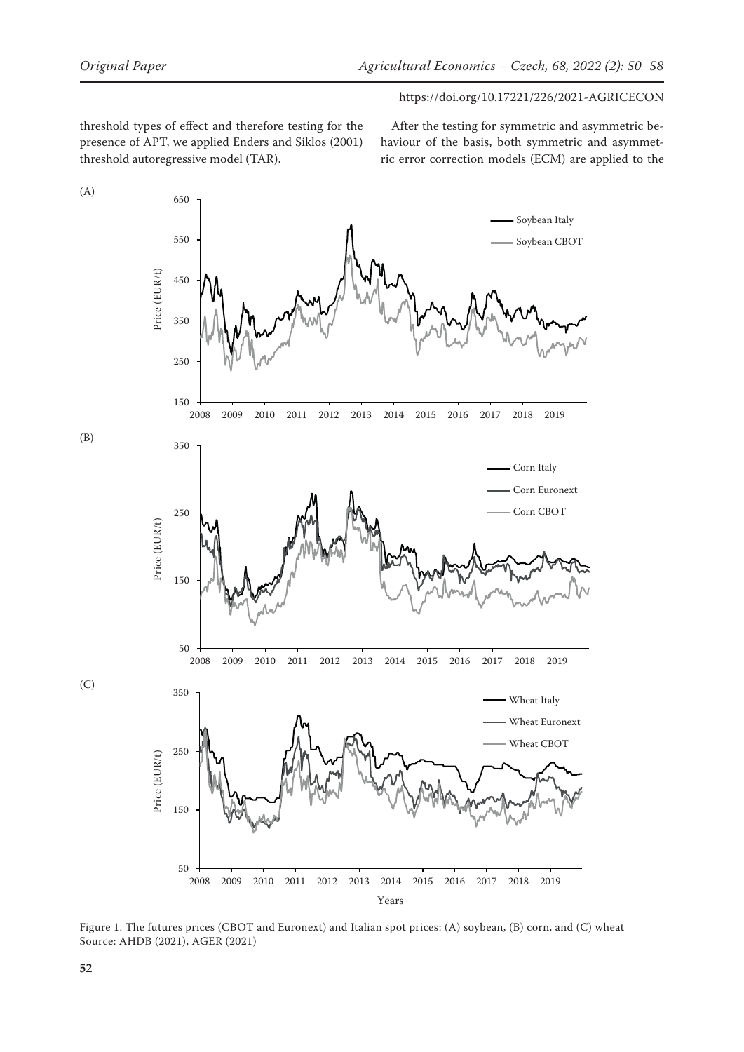threshold types of effect and therefore testing for the presence of APT, we applied Enders and Siklos (2001) threshold autoregressive model (TAR).

After the testing for symmetric and asymmetric behaviour of the basis, both symmetric and asymmetric error correction models (ECM) are applied to the

Figure 1. The futures prices (CBOT and Euronext) and Italian spot prices: (A) soybean, (B) corn, and (C) wheat
Source: AHDB (2021), AGER (2021)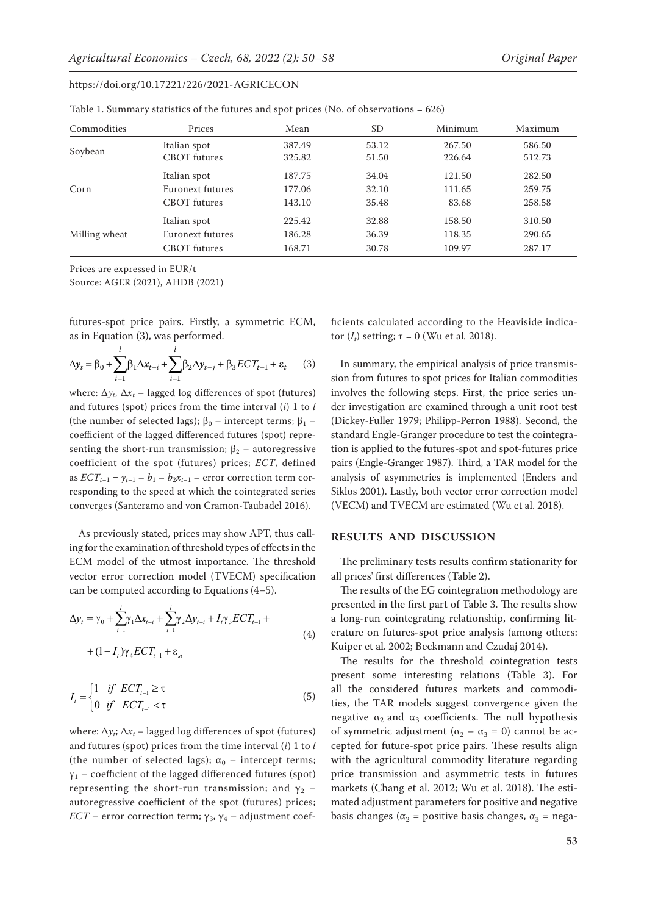Table 1. Summary statistics of the futures and spot prices (No. of observations = 626)

| Commodities | Prices | Mean | SD | Minimum | Maximum |
|---|---|---|---|---|---|
| Soybean | Italian spot | 387.49 | 53.12 | 267.50 | 586.50 |
| | CBOT futures | 325.82 | 51.50 | 226.64 | 512.73 |
| Corn | Italian spot | 187.75 | 34.04 | 121.50 | 282.50 |
| | Euronext futures | 177.06 | 32.10 | 111.65 | 259.75 |
| | CBOT futures | 143.10 | 35.48 | 83.68 | 258.58 |
| Milling wheat | Italian spot | 225.42 | 32.88 | 158.50 | 310.50 |
| | Euronext futures | 186.28 | 36.39 | 118.35 | 290.65 |
| | CBOT futures | 168.71 | 30.78 | 109.97 | 287.17 |

Prices are expressed in EUR/t

Source: AGER (2021), AHDB (2021)

futures-spot price pairs. Firstly, a symmetric ECM, as in Equation (3), was performed.

$$\Delta y_t = \beta_0 + \sum_{i=1}^{l} \beta_1 \Delta x_{t-i} + \sum_{i=1}^{l} \beta_2 \Delta y_{t-j} + \beta_3 ECT_{t-1} + \varepsilon_t \tag{3}$$

where: $\Delta y_t$, $\Delta x_t$ – lagged log differences of spot (futures) and futures (spot) prices from the time interval ($i$) 1 to $l$ (the number of selected lags); $\beta_0$ – intercept terms; $\beta_1$ – coefficient of the lagged differenced futures (spot) representing the short-run transmission; $\beta_2$ – autoregressive coefficient of the spot (futures) prices; *ECT*, defined as $ECT_{t-1} = y_{t-1} - b_1 - b_2 x_{t-1}$ – error correction term corresponding to the speed at which the cointegrated series converges (Santeramo and von Cramon-Taubadel 2016).

As previously stated, prices may show APT, thus calling for the examination of threshold types of effects in the ECM model of the utmost importance. The threshold vector error correction model (TVECM) specification can be computed according to Equations (4–5).

$$\Delta y_t = \gamma_0 + \sum_{i=1}^{l} \gamma_1 \Delta x_{t-i} + \sum_{i=1}^{l} \gamma_2 \Delta y_{t-i} + I_t \gamma_3 ECT_{t-1} + (1 - I_t) \gamma_4 ECT_{t-1} + \varepsilon_{st} \tag{4}$$

$$I_t = \begin{cases} 1 & if \;\; ECT_{t-1} \geq \tau \\ 0 & if \;\; ECT_{t-1} < \tau \end{cases} \tag{5}$$

where: $\Delta y_t$; $\Delta x_t$ – lagged log differences of spot (futures) and futures (spot) prices from the time interval ($i$) 1 to $l$ (the number of selected lags); $\alpha_0$ – intercept terms; $\gamma_1$ – coefficient of the lagged differenced futures (spot) representing the short-run transmission; and $\gamma_2$ – autoregressive coefficient of the spot (futures) prices; *ECT* – error correction term; $\gamma_3$, $\gamma_4$ – adjustment coefficients calculated according to the Heaviside indicator ($I_t$) setting; $\tau = 0$ (Wu et al. 2018).

In summary, the empirical analysis of price transmission from futures to spot prices for Italian commodities involves the following steps. First, the price series under investigation are examined through a unit root test (Dickey-Fuller 1979; Philipp-Perron 1988). Second, the standard Engle-Granger procedure to test the cointegration is applied to the futures-spot and spot-futures price pairs (Engle-Granger 1987). Third, a TAR model for the analysis of asymmetries is implemented (Enders and Siklos 2001). Lastly, both vector error correction model (VECM) and TVECM are estimated (Wu et al. 2018).

## RESULTS AND DISCUSSION

The preliminary tests results confirm stationarity for all prices' first differences (Table 2).

The results of the EG cointegration methodology are presented in the first part of Table 3. The results show a long-run cointegrating relationship, confirming literature on futures-spot price analysis (among others: Kuiper et al. 2002; Beckmann and Czudaj 2014).

The results for the threshold cointegration tests present some interesting relations (Table 3). For all the considered futures markets and commodities, the TAR models suggest convergence given the negative $\alpha_2$ and $\alpha_3$ coefficients. The null hypothesis of symmetric adjustment ($\alpha_2 - \alpha_3 = 0$) cannot be accepted for future-spot price pairs. These results align with the agricultural commodity literature regarding price transmission and asymmetric tests in futures markets (Chang et al. 2012; Wu et al. 2018). The estimated adjustment parameters for positive and negative basis changes ($\alpha_2$ = positive basis changes, $\alpha_3$ = nega-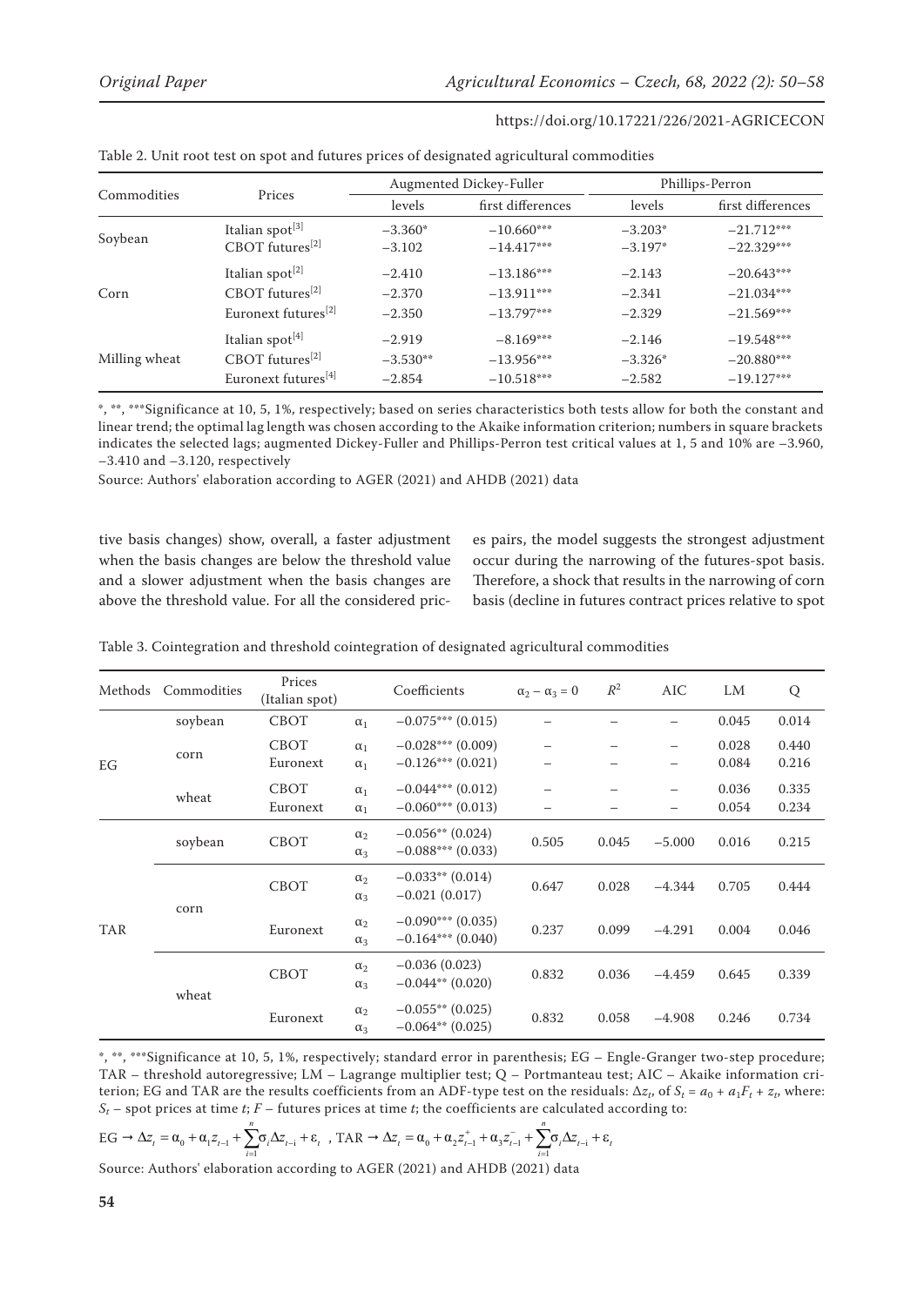Table 2. Unit root test on spot and futures prices of designated agricultural commodities

| Commodities | Prices | Augmented Dickey-Fuller | | Phillips-Perron | |
|---|---|---|---|---|---|
| | | levels | first differences | levels | first differences |
| Soybean | Italian spot[3] | −3.360* | −10.660*** | −3.203* | −21.712*** |
| | CBOT futures[2] | −3.102 | −14.417*** | −3.197* | −22.329*** |
| Corn | Italian spot[2] | −2.410 | −13.186*** | −2.143 | −20.643*** |
| | CBOT futures[2] | −2.370 | −13.911*** | −2.341 | −21.034*** |
| | Euronext futures[2] | −2.350 | −13.797*** | −2.329 | −21.569*** |
| Milling wheat | Italian spot[4] | −2.919 | −8.169*** | −2.146 | −19.548*** |
| | CBOT futures[2] | −3.530** | −13.956*** | −3.326* | −20.880*** |
| | Euronext futures[4] | −2.854 | −10.518*** | −2.582 | −19.127*** |

*, **, ***Significance at 10, 5, 1%, respectively; based on series characteristics both tests allow for both the constant and linear trend; the optimal lag length was chosen according to the Akaike information criterion; numbers in square brackets indicates the selected lags; augmented Dickey-Fuller and Phillips-Perron test critical values at 1, 5 and 10% are −3.960, −3.410 and −3.120, respectively

Source: Authors' elaboration according to AGER (2021) and AHDB (2021) data

tive basis changes) show, overall, a faster adjustment when the basis changes are below the threshold value and a slower adjustment when the basis changes are above the threshold value. For all the considered prices pairs, the model suggests the strongest adjustment occur during the narrowing of the futures-spot basis. Therefore, a shock that results in the narrowing of corn basis (decline in futures contract prices relative to spot

Table 3. Cointegration and threshold cointegration of designated agricultural commodities

| Methods | Commodities | Prices (Italian spot) | | Coefficients | $\alpha_2 - \alpha_3 = 0$ | $R^2$ | AIC | LM | Q |
|---|---|---|---|---|---|---|---|---|---|
| EG | soybean | CBOT | $\alpha_1$ | −0.075*** (0.015) | – | – | – | 0.045 | 0.014 |
| | corn | CBOT | $\alpha_1$ | −0.028*** (0.009) | – | – | – | 0.028 | 0.440 |
| | | Euronext | $\alpha_1$ | −0.126*** (0.021) | – | – | – | 0.084 | 0.216 |
| | wheat | CBOT | $\alpha_1$ | −0.044*** (0.012) | – | – | – | 0.036 | 0.335 |
| | | Euronext | $\alpha_1$ | −0.060*** (0.013) | – | – | – | 0.054 | 0.234 |
| TAR | soybean | CBOT | $\alpha_2$ | −0.056** (0.024) | 0.505 | 0.045 | −5.000 | 0.016 | 0.215 |
| | | | $\alpha_3$ | −0.088*** (0.033) | | | | | |
| | corn | CBOT | $\alpha_2$ | −0.033** (0.014) | 0.647 | 0.028 | −4.344 | 0.705 | 0.444 |
| | | | $\alpha_3$ | −0.021 (0.017) | | | | | |
| | | Euronext | $\alpha_2$ | −0.090*** (0.035) | 0.237 | 0.099 | −4.291 | 0.004 | 0.046 |
| | | | $\alpha_3$ | −0.164*** (0.040) | | | | | |
| | wheat | CBOT | $\alpha_2$ | −0.036 (0.023) | 0.832 | 0.036 | −4.459 | 0.645 | 0.339 |
| | | | $\alpha_3$ | −0.044** (0.020) | | | | | |
| | | Euronext | $\alpha_2$ | −0.055** (0.025) | 0.832 | 0.058 | −4.908 | 0.246 | 0.734 |
| | | | $\alpha_3$ | −0.064** (0.025) | | | | | |

*, **, ***Significance at 10, 5, 1%, respectively; standard error in parenthesis; EG – Engle-Granger two-step procedure; TAR – threshold autoregressive; LM – Lagrange multiplier test; Q – Portmanteau test; AIC – Akaike information criterion; EG and TAR are the results coefficients from an ADF-type test on the residuals: $\Delta z_t$, of $S_t = a_0 + a_1 F_t + z_t$, where: $S_t$ – spot prices at time $t$; $F$ – futures prices at time $t$; the coefficients are calculated according to:

$$\text{EG} \rightarrow \Delta z_t = \alpha_0 + \alpha_1 z_{t-1} + \sum_{i=1}^{n} \sigma_i \Delta z_{t-i} + \varepsilon_t \text{ , TAR} \rightarrow \Delta z_t = \alpha_0 + \alpha_2 z_{t-1}^{+} + \alpha_3 z_{t-1}^{-} + \sum_{i=1}^{n} \sigma_i \Delta z_{t-i} + \varepsilon_t$$

Source: Authors' elaboration according to AGER (2021) and AHDB (2021) data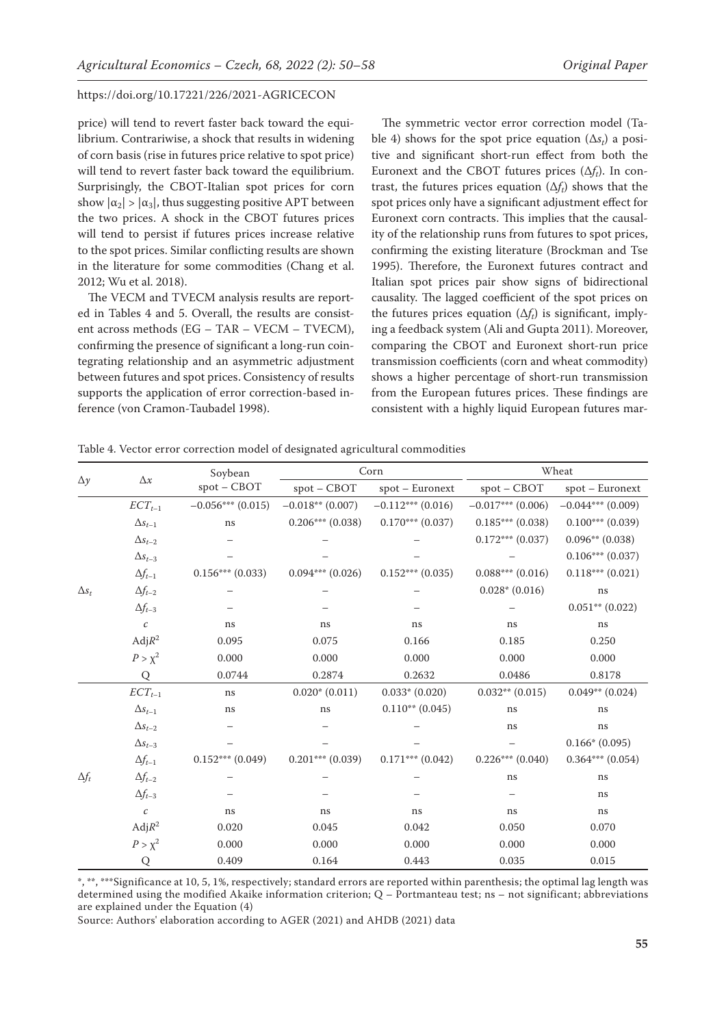price) will tend to revert faster back toward the equilibrium. Contrariwise, a shock that results in widening of corn basis (rise in futures price relative to spot price) will tend to revert faster back toward the equilibrium. Surprisingly, the CBOT-Italian spot prices for corn show $|\alpha_2| > |\alpha_3|$, thus suggesting positive APT between the two prices. A shock in the CBOT futures prices will tend to persist if futures prices increase relative to the spot prices. Similar conflicting results are shown in the literature for some commodities (Chang et al. 2012; Wu et al. 2018).

The VECM and TVECM analysis results are reported in Tables 4 and 5. Overall, the results are consistent across methods (EG – TAR – VECM – TVECM), confirming the presence of significant a long-run cointegrating relationship and an asymmetric adjustment between futures and spot prices. Consistency of results supports the application of error correction-based inference (von Cramon-Taubadel 1998).

The symmetric vector error correction model (Table 4) shows for the spot price equation ($\Delta s_t$) a positive and significant short-run effect from both the Euronext and the CBOT futures prices ($\Delta f_t$). In contrast, the futures prices equation ($\Delta f_t$) shows that the spot prices only have a significant adjustment effect for Euronext corn contracts. This implies that the causality of the relationship runs from futures to spot prices, confirming the existing literature (Brockman and Tse 1995). Therefore, the Euronext futures contract and Italian spot prices pair show signs of bidirectional causality. The lagged coefficient of the spot prices on the futures prices equation ($\Delta f_t$) is significant, implying a feedback system (Ali and Gupta 2011). Moreover, comparing the CBOT and Euronext short-run price transmission coefficients (corn and wheat commodity) shows a higher percentage of short-run transmission from the European futures prices. These findings are consistent with a highly liquid European futures mar-

Table 4. Vector error correction model of designated agricultural commodities

| $\Delta y$ | $\Delta x$ | Soybean | Corn | | Wheat | |
|---|---|---|---|---|---|---|
| | | spot – CBOT | spot – CBOT | spot – Euronext | spot – CBOT | spot – Euronext |
| $\Delta s_t$ | $ECT_{t-1}$ | −0.056*** (0.015) | −0.018** (0.007) | −0.112*** (0.016) | −0.017*** (0.006) | −0.044*** (0.009) |
| | $\Delta s_{t-1}$ | ns | 0.206*** (0.038) | 0.170*** (0.037) | 0.185*** (0.038) | 0.100*** (0.039) |
| | $\Delta s_{t-2}$ | – | – | – | 0.172*** (0.037) | 0.096** (0.038) |
| | $\Delta s_{t-3}$ | – | – | – | – | 0.106*** (0.037) |
| | $\Delta f_{t-1}$ | 0.156*** (0.033) | 0.094*** (0.026) | 0.152*** (0.035) | 0.088*** (0.016) | 0.118*** (0.021) |
| | $\Delta f_{t-2}$ | – | – | – | 0.028* (0.016) | ns |
| | $\Delta f_{t-3}$ | – | – | – | – | 0.051** (0.022) |
| | $c$ | ns | ns | ns | ns | ns |
| | Adj$R^2$ | 0.095 | 0.075 | 0.166 | 0.185 | 0.250 |
| | $P > \chi^2$ | 0.000 | 0.000 | 0.000 | 0.000 | 0.000 |
| | Q | 0.0744 | 0.2874 | 0.2632 | 0.0486 | 0.8178 |
| $\Delta f_t$ | $ECT_{t-1}$ | ns | 0.020* (0.011) | 0.033* (0.020) | 0.032** (0.015) | 0.049** (0.024) |
| | $\Delta s_{t-1}$ | ns | ns | 0.110** (0.045) | ns | ns |
| | $\Delta s_{t-2}$ | – | – | – | ns | ns |
| | $\Delta s_{t-3}$ | – | – | – | – | 0.166* (0.095) |
| | $\Delta f_{t-1}$ | 0.152*** (0.049) | 0.201*** (0.039) | 0.171*** (0.042) | 0.226*** (0.040) | 0.364*** (0.054) |
| | $\Delta f_{t-2}$ | – | – | – | ns | ns |
| | $\Delta f_{t-3}$ | – | – | – | – | ns |
| | $c$ | ns | ns | ns | ns | ns |
| | Adj$R^2$ | 0.020 | 0.045 | 0.042 | 0.050 | 0.070 |
| | $P > \chi^2$ | 0.000 | 0.000 | 0.000 | 0.000 | 0.000 |
| | Q | 0.409 | 0.164 | 0.443 | 0.035 | 0.015 |

*, **, ***Significance at 10, 5, 1%, respectively; standard errors are reported within parenthesis; the optimal lag length was determined using the modified Akaike information criterion; Q – Portmanteau test; ns – not significant; abbreviations are explained under the Equation (4)

Source: Authors' elaboration according to AGER (2021) and AHDB (2021) data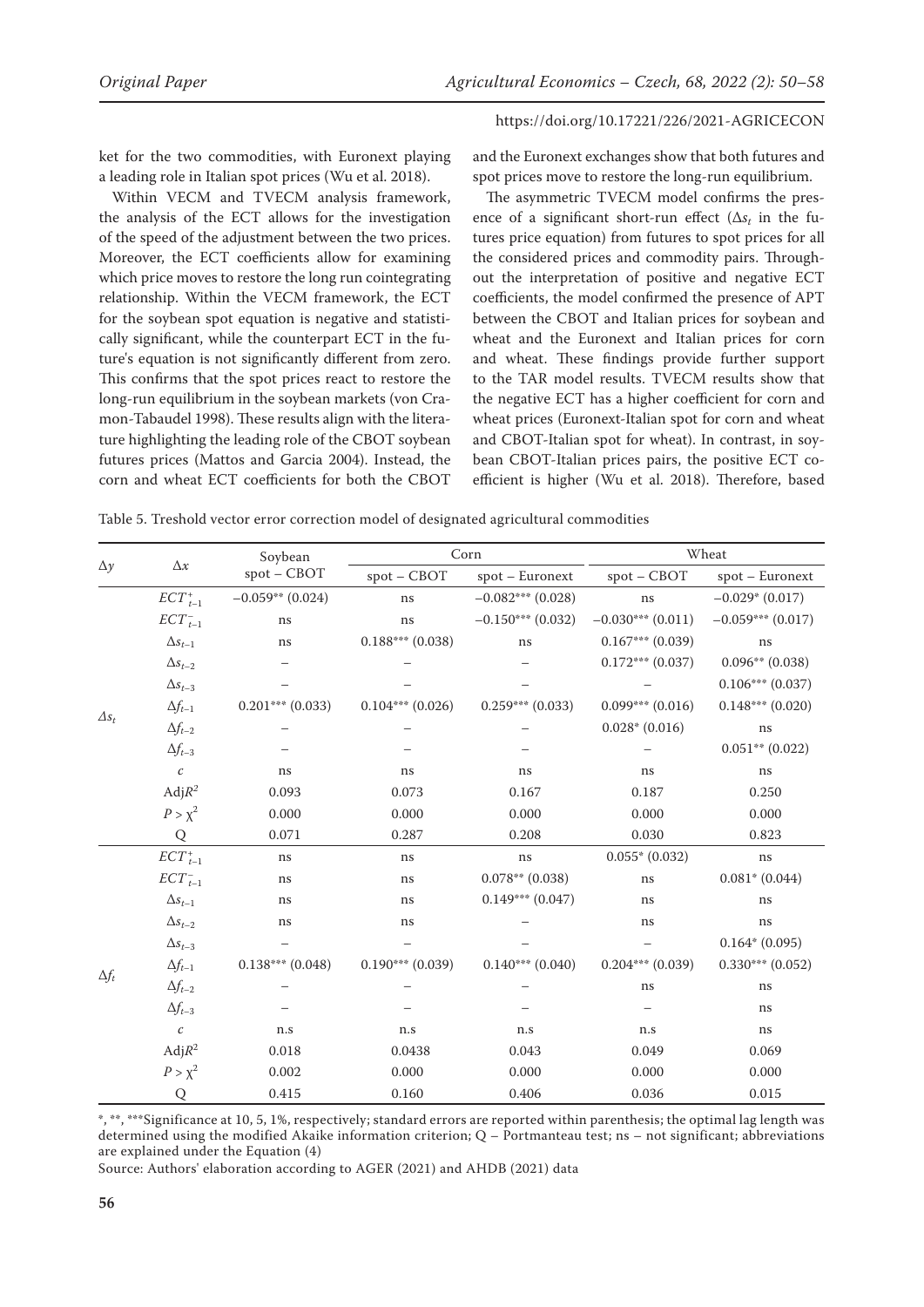ket for the two commodities, with Euronext playing a leading role in Italian spot prices (Wu et al. 2018).

Within VECM and TVECM analysis framework, the analysis of the ECT allows for the investigation of the speed of the adjustment between the two prices. Moreover, the ECT coefficients allow for examining which price moves to restore the long run cointegrating relationship. Within the VECM framework, the ECT for the soybean spot equation is negative and statistically significant, while the counterpart ECT in the future's equation is not significantly different from zero. This confirms that the spot prices react to restore the long-run equilibrium in the soybean markets (von Cramon-Tabaudel 1998). These results align with the literature highlighting the leading role of the CBOT soybean futures prices (Mattos and Garcia 2004). Instead, the corn and wheat ECT coefficients for both the CBOT and the Euronext exchanges show that both futures and spot prices move to restore the long-run equilibrium.

The asymmetric TVECM model confirms the presence of a significant short-run effect ($\Delta s_t$ in the futures price equation) from futures to spot prices for all the considered prices and commodity pairs. Throughout the interpretation of positive and negative ECT coefficients, the model confirmed the presence of APT between the CBOT and Italian prices for soybean and wheat and the Euronext and Italian prices for corn and wheat. These findings provide further support to the TAR model results. TVECM results show that the negative ECT has a higher coefficient for corn and wheat prices (Euronext-Italian spot for corn and wheat and CBOT-Italian spot for wheat). In contrast, in soybean CBOT-Italian prices pairs, the positive ECT coefficient is higher (Wu et al. 2018). Therefore, based

Table 5. Treshold vector error correction model of designated agricultural commodities

| $\Delta y$ | $\Delta x$ | Soybean | Corn | | Wheat | |
|---|---|---|---|---|---|---|
| | | spot – CBOT | spot – CBOT | spot – Euronext | spot – CBOT | spot – Euronext |
| $\Delta s_t$ | $ECT^+_{t-1}$ | −0.059** (0.024) | ns | −0.082*** (0.028) | ns | −0.029* (0.017) |
| | $ECT^-_{t-1}$ | ns | ns | −0.150*** (0.032) | −0.030*** (0.011) | −0.059*** (0.017) |
| | $\Delta s_{t-1}$ | ns | 0.188*** (0.038) | ns | 0.167*** (0.039) | ns |
| | $\Delta s_{t-2}$ | – | – | – | 0.172*** (0.037) | 0.096** (0.038) |
| | $\Delta s_{t-3}$ | – | – | – | – | 0.106*** (0.037) |
| | $\Delta f_{t-1}$ | 0.201*** (0.033) | 0.104*** (0.026) | 0.259*** (0.033) | 0.099*** (0.016) | 0.148*** (0.020) |
| | $\Delta f_{t-2}$ | – | – | – | 0.028* (0.016) | ns |
| | $\Delta f_{t-3}$ | – | – | – | – | 0.051** (0.022) |
| | $c$ | ns | ns | ns | ns | ns |
| | Adj$R^2$ | 0.093 | 0.073 | 0.167 | 0.187 | 0.250 |
| | $P > \chi^2$ | 0.000 | 0.000 | 0.000 | 0.000 | 0.000 |
| | Q | 0.071 | 0.287 | 0.208 | 0.030 | 0.823 |
| $\Delta f_t$ | $ECT^+_{t-1}$ | ns | ns | ns | 0.055* (0.032) | ns |
| | $ECT^-_{t-1}$ | ns | ns | 0.078** (0.038) | ns | 0.081* (0.044) |
| | $\Delta s_{t-1}$ | ns | ns | 0.149*** (0.047) | ns | ns |
| | $\Delta s_{t-2}$ | ns | ns | – | ns | ns |
| | $\Delta s_{t-3}$ | – | – | – | – | 0.164* (0.095) |
| | $\Delta f_{t-1}$ | 0.138*** (0.048) | 0.190*** (0.039) | 0.140*** (0.040) | 0.204*** (0.039) | 0.330*** (0.052) |
| | $\Delta f_{t-2}$ | – | – | – | ns | ns |
| | $\Delta f_{t-3}$ | – | – | – | – | ns |
| | $c$ | n.s | n.s | n.s | n.s | ns |
| | Adj$R^2$ | 0.018 | 0.0438 | 0.043 | 0.049 | 0.069 |
| | $P > \chi^2$ | 0.002 | 0.000 | 0.000 | 0.000 | 0.000 |
| | Q | 0.415 | 0.160 | 0.406 | 0.036 | 0.015 |

*, **, ***Significance at 10, 5, 1%, respectively; standard errors are reported within parenthesis; the optimal lag length was determined using the modified Akaike information criterion; Q – Portmanteau test; ns – not significant; abbreviations are explained under the Equation (4)

Source: Authors' elaboration according to AGER (2021) and AHDB (2021) data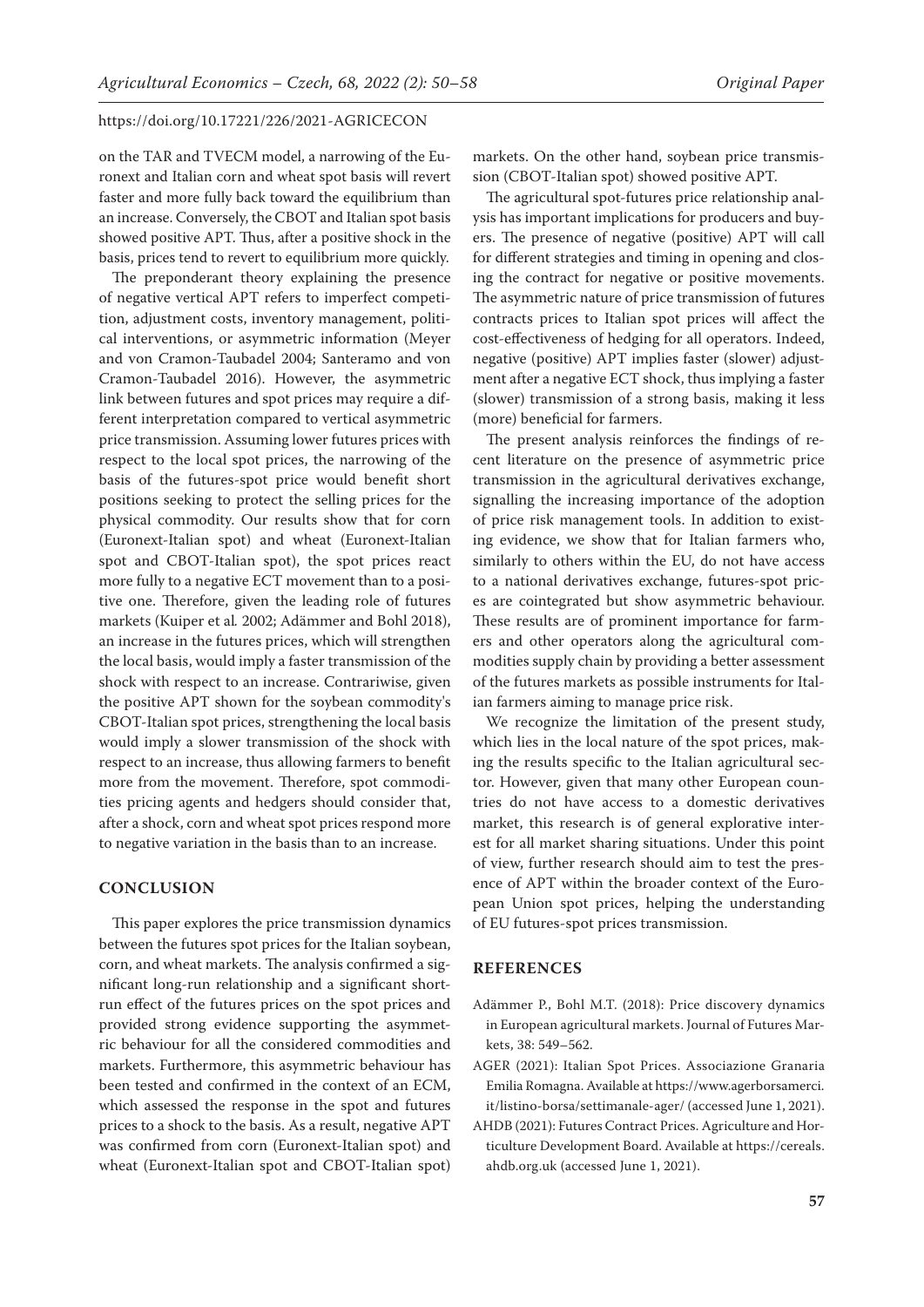on the TAR and TVECM model, a narrowing of the Euronext and Italian corn and wheat spot basis will revert faster and more fully back toward the equilibrium than an increase. Conversely, the CBOT and Italian spot basis showed positive APT. Thus, after a positive shock in the basis, prices tend to revert to equilibrium more quickly.

The preponderant theory explaining the presence of negative vertical APT refers to imperfect competition, adjustment costs, inventory management, political interventions, or asymmetric information (Meyer and von Cramon-Taubadel 2004; Santeramo and von Cramon-Taubadel 2016). However, the asymmetric link between futures and spot prices may require a different interpretation compared to vertical asymmetric price transmission. Assuming lower futures prices with respect to the local spot prices, the narrowing of the basis of the futures-spot price would benefit short positions seeking to protect the selling prices for the physical commodity. Our results show that for corn (Euronext-Italian spot) and wheat (Euronext-Italian spot and CBOT-Italian spot), the spot prices react more fully to a negative ECT movement than to a positive one. Therefore, given the leading role of futures markets (Kuiper et al*.* 2002; Adämmer and Bohl 2018), an increase in the futures prices, which will strengthen the local basis, would imply a faster transmission of the shock with respect to an increase. Contrariwise, given the positive APT shown for the soybean commodity's CBOT-Italian spot prices, strengthening the local basis would imply a slower transmission of the shock with respect to an increase, thus allowing farmers to benefit more from the movement. Therefore, spot commodities pricing agents and hedgers should consider that, after a shock, corn and wheat spot prices respond more to negative variation in the basis than to an increase.

## CONCLUSION

This paper explores the price transmission dynamics between the futures spot prices for the Italian soybean, corn, and wheat markets. The analysis confirmed a significant long-run relationship and a significant short-run effect of the futures prices on the spot prices and provided strong evidence supporting the asymmetric behaviour for all the considered commodities and markets. Furthermore, this asymmetric behaviour has been tested and confirmed in the context of an ECM, which assessed the response in the spot and futures prices to a shock to the basis. As a result, negative APT was confirmed from corn (Euronext-Italian spot) and wheat (Euronext-Italian spot and CBOT-Italian spot) markets. On the other hand, soybean price transmission (CBOT-Italian spot) showed positive APT.

The agricultural spot-futures price relationship analysis has important implications for producers and buyers. The presence of negative (positive) APT will call for different strategies and timing in opening and closing the contract for negative or positive movements. The asymmetric nature of price transmission of futures contracts prices to Italian spot prices will affect the cost-effectiveness of hedging for all operators. Indeed, negative (positive) APT implies faster (slower) adjustment after a negative ECT shock, thus implying a faster (slower) transmission of a strong basis, making it less (more) beneficial for farmers.

The present analysis reinforces the findings of recent literature on the presence of asymmetric price transmission in the agricultural derivatives exchange, signalling the increasing importance of the adoption of price risk management tools. In addition to existing evidence, we show that for Italian farmers who, similarly to others within the EU, do not have access to a national derivatives exchange, futures-spot prices are cointegrated but show asymmetric behaviour. These results are of prominent importance for farmers and other operators along the agricultural commodities supply chain by providing a better assessment of the futures markets as possible instruments for Italian farmers aiming to manage price risk.

We recognize the limitation of the present study, which lies in the local nature of the spot prices, making the results specific to the Italian agricultural sector. However, given that many other European countries do not have access to a domestic derivatives market, this research is of general explorative interest for all market sharing situations. Under this point of view, further research should aim to test the presence of APT within the broader context of the European Union spot prices, helping the understanding of EU futures-spot prices transmission.

## REFERENCES

Adämmer P., Bohl M.T. (2018): Price discovery dynamics in European agricultural markets. Journal of Futures Markets, 38: 549–562.

AGER (2021): Italian Spot Prices. Associazione Granaria Emilia Romagna. Available at https://www.agerborsamerci.it/listino-borsa/settimanale-ager/ (accessed June 1, 2021).

AHDB (2021): Futures Contract Prices. Agriculture and Horticulture Development Board. Available at https://cereals.ahdb.org.uk (accessed June 1, 2021).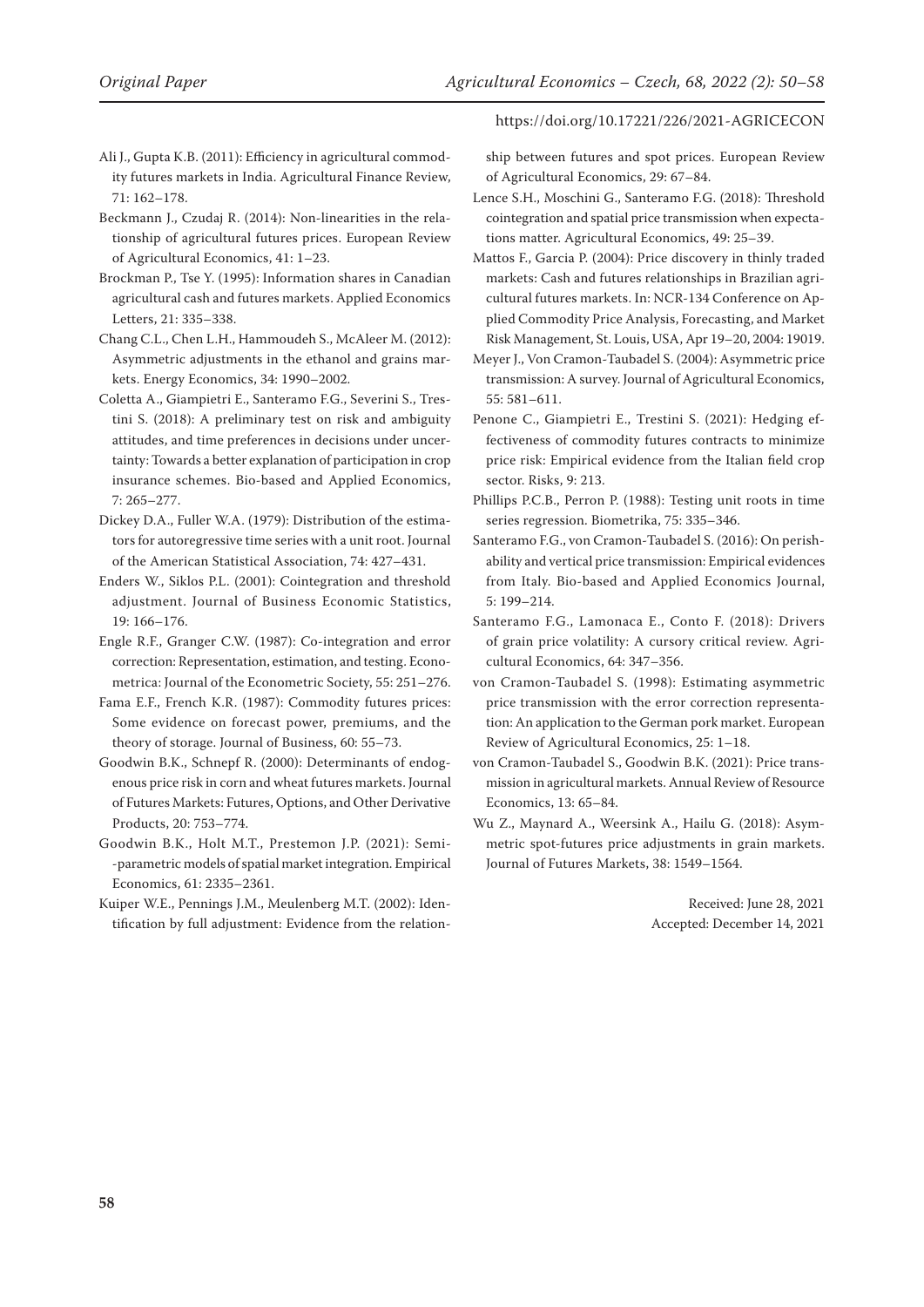Ali J., Gupta K.B. (2011): Efficiency in agricultural commodity futures markets in India. Agricultural Finance Review, 71: 162–178.

Beckmann J., Czudaj R. (2014): Non-linearities in the relationship of agricultural futures prices. European Review of Agricultural Economics, 41: 1–23.

Brockman P., Tse Y. (1995): Information shares in Canadian agricultural cash and futures markets. Applied Economics Letters, 21: 335–338.

Chang C.L., Chen L.H., Hammoudeh S., McAleer M. (2012): Asymmetric adjustments in the ethanol and grains markets. Energy Economics, 34: 1990–2002.

Coletta A., Giampietri E., Santeramo F.G., Severini S., Trestini S. (2018): A preliminary test on risk and ambiguity attitudes, and time preferences in decisions under uncertainty: Towards a better explanation of participation in crop insurance schemes. Bio-based and Applied Economics, 7: 265–277.

Dickey D.A., Fuller W.A. (1979): Distribution of the estimators for autoregressive time series with a unit root. Journal of the American Statistical Association, 74: 427–431.

Enders W., Siklos P.L. (2001): Cointegration and threshold adjustment. Journal of Business Economic Statistics, 19: 166–176.

Engle R.F., Granger C.W. (1987): Co-integration and error correction: Representation, estimation, and testing. Econometrica: Journal of the Econometric Society, 55: 251–276.

Fama E.F., French K.R. (1987): Commodity futures prices: Some evidence on forecast power, premiums, and the theory of storage. Journal of Business, 60: 55–73.

Goodwin B.K., Schnepf R. (2000): Determinants of endogenous price risk in corn and wheat futures markets. Journal of Futures Markets: Futures, Options, and Other Derivative Products, 20: 753–774.

Goodwin B.K., Holt M.T., Prestemon J.P. (2021): Semi-parametric models of spatial market integration. Empirical Economics, 61: 2335–2361.

Kuiper W.E., Pennings J.M., Meulenberg M.T. (2002): Identification by full adjustment: Evidence from the relationship between futures and spot prices. European Review of Agricultural Economics, 29: 67–84.

Lence S.H., Moschini G., Santeramo F.G. (2018): Threshold cointegration and spatial price transmission when expectations matter. Agricultural Economics, 49: 25–39.

Mattos F., Garcia P. (2004): Price discovery in thinly traded markets: Cash and futures relationships in Brazilian agricultural futures markets. In: NCR-134 Conference on Applied Commodity Price Analysis, Forecasting, and Market Risk Management, St. Louis, USA, Apr 19–20, 2004: 19019.

Meyer J., Von Cramon-Taubadel S. (2004): Asymmetric price transmission: A survey. Journal of Agricultural Economics, 55: 581–611.

Penone C., Giampietri E., Trestini S. (2021): Hedging effectiveness of commodity futures contracts to minimize price risk: Empirical evidence from the Italian field crop sector. Risks, 9: 213.

Phillips P.C.B., Perron P. (1988): Testing unit roots in time series regression. Biometrika, 75: 335–346.

Santeramo F.G., von Cramon-Taubadel S. (2016): On perishability and vertical price transmission: Empirical evidences from Italy. Bio-based and Applied Economics Journal, 5: 199–214.

Santeramo F.G., Lamonaca E., Conto F. (2018): Drivers of grain price volatility: A cursory critical review. Agricultural Economics, 64: 347–356.

von Cramon-Taubadel S. (1998): Estimating asymmetric price transmission with the error correction representation: An application to the German pork market. European Review of Agricultural Economics, 25: 1–18.

von Cramon-Taubadel S., Goodwin B.K. (2021): Price transmission in agricultural markets. Annual Review of Resource Economics, 13: 65–84.

Wu Z., Maynard A., Weersink A., Hailu G. (2018): Asymmetric spot-futures price adjustments in grain markets. Journal of Futures Markets, 38: 1549–1564.

Received: June 28, 2021
Accepted: December 14, 2021